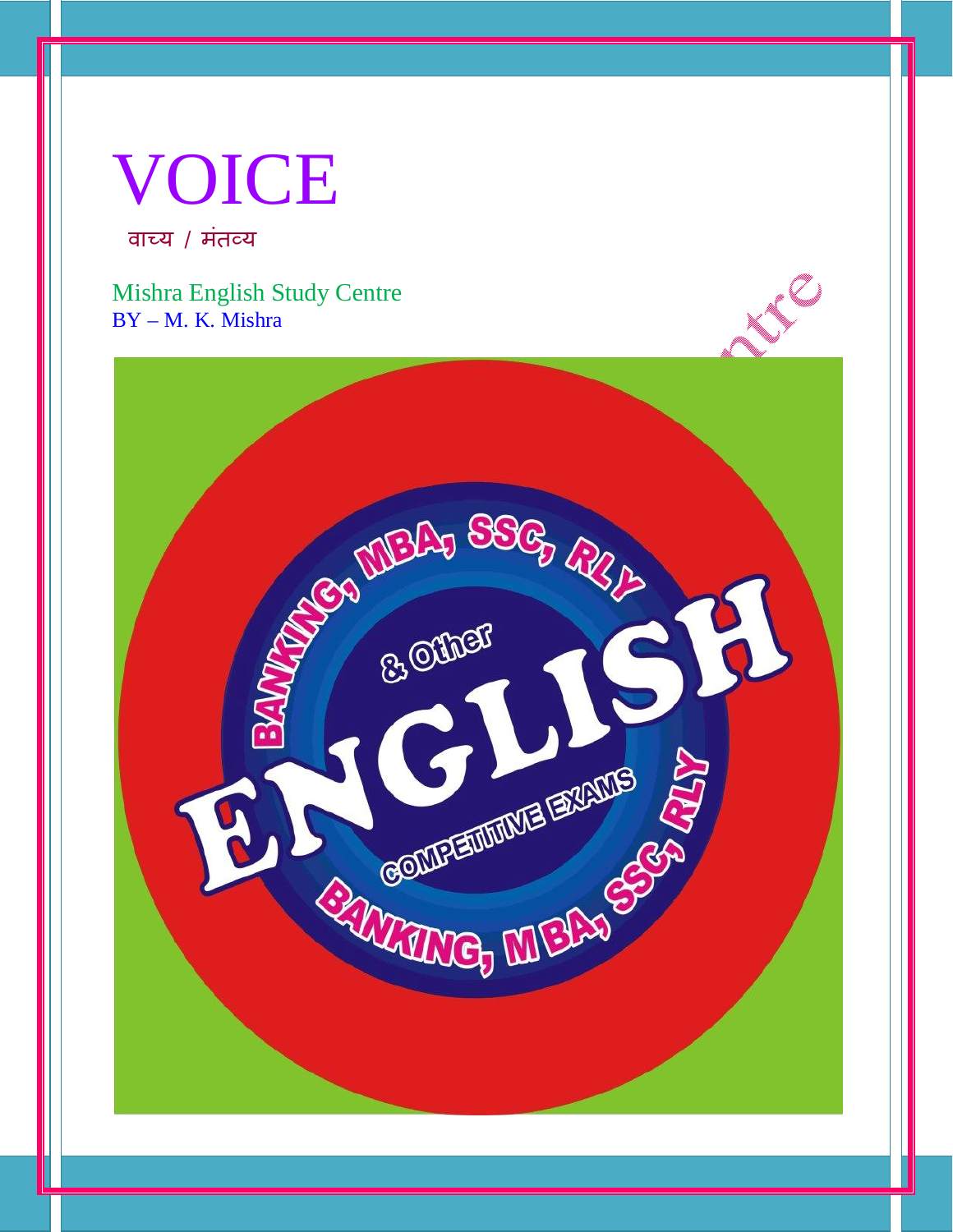# VOICE

वाच्य / मंतव्य

Mishra English Study Centre
BY – M. K. Mishra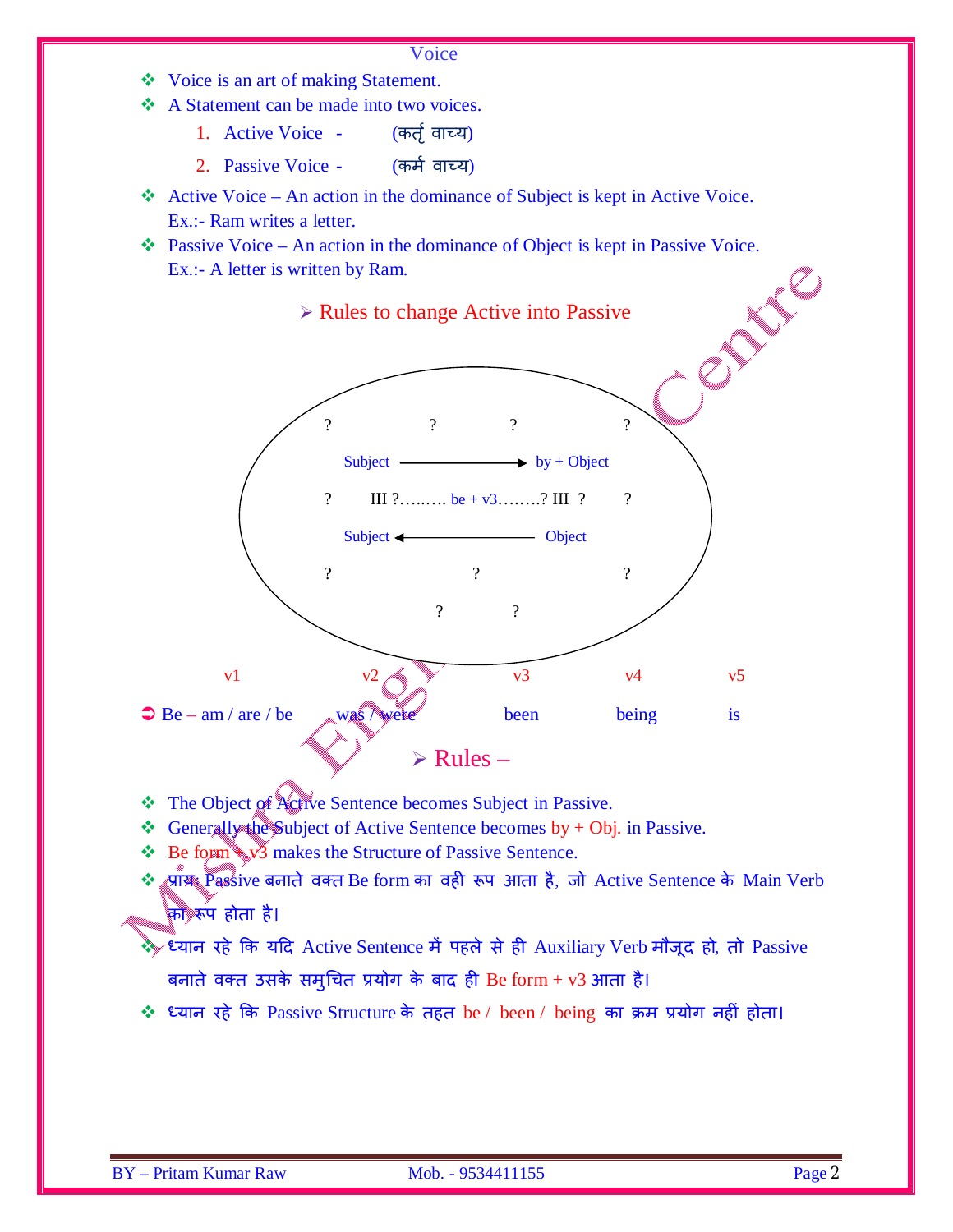# Voice

- Voice is an art of making Statement.
- A Statement can be made into two voices.
  1. Active Voice - (कर्तृ वाच्य)
  2. Passive Voice - (कर्म वाच्य)
- Active Voice – An action in the dominance of Subject is kept in Active Voice.
  Ex.:- Ram writes a letter.
- Passive Voice – An action in the dominance of Object is kept in Passive Voice.
  Ex.:- A letter is written by Ram.

## Rules to change Active into Passive

? ? ? ?

Subject ⟶ by + Object

? III ?……. be + v3……..? III ? ?

Subject ⟵ Object

? ? ?

? ?

| | v1 | v2 | v3 | v4 | v5 |
|---|---|---|---|---|---|
| Be – | am / are / be | was / were | been | being | is |

## Rules –

- The Object of Active Sentence becomes Subject in Passive.
- Generally the Subject of Active Sentence becomes by + Obj. in Passive.
- Be form + v3 makes the Structure of Passive Sentence.
- प्रायः Passive बनाते वक्त Be form का वही रूप आता है, जो Active Sentence के Main Verb का रूप होता है।
- ध्यान रहे कि यदि Active Sentence में पहले से ही Auxiliary Verb मौजूद हो, तो Passive बनाते वक्त उसके समुचित प्रयोग के बाद ही Be form + v3 आता है।
- ध्यान रहे कि Passive Structure के तहत be / been / being का क्रम प्रयोग नहीं होता।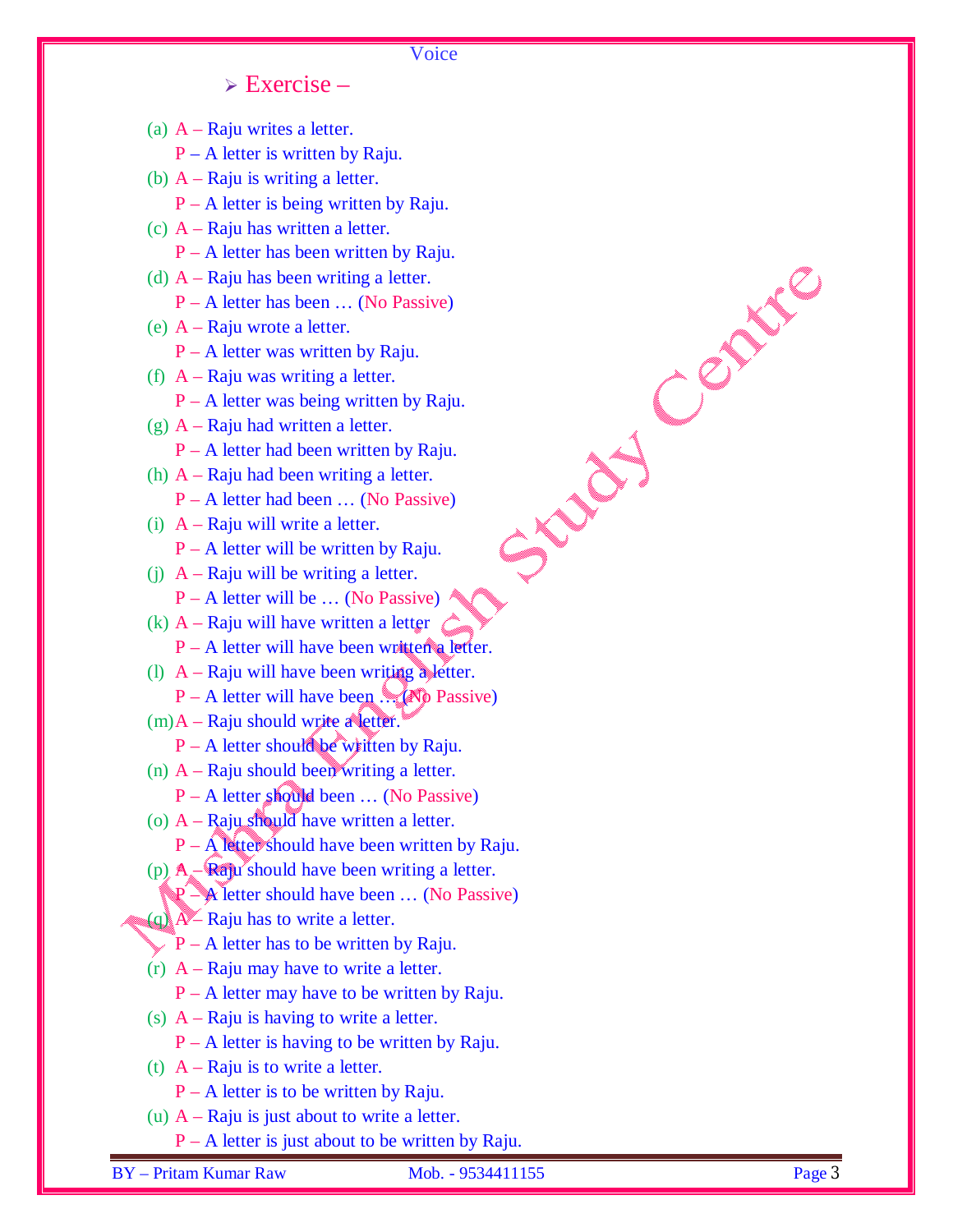## ➢ Exercise –

(a) A – Raju writes a letter.
    P – A letter is written by Raju.

(b) A – Raju is writing a letter.
    P – A letter is being written by Raju.

(c) A – Raju has written a letter.
    P – A letter has been written by Raju.

(d) A – Raju has been writing a letter.
    P – A letter has been … (No Passive)

(e) A – Raju wrote a letter.
    P – A letter was written by Raju.

(f) A – Raju was writing a letter.
    P – A letter was being written by Raju.

(g) A – Raju had written a letter.
    P – A letter had been written by Raju.

(h) A – Raju had been writing a letter.
    P – A letter had been … (No Passive)

(i) A – Raju will write a letter.
    P – A letter will be written by Raju.

(j) A – Raju will be writing a letter.
    P – A letter will be … (No Passive)

(k) A – Raju will have written a letter
    P – A letter will have been written a letter.

(l) A – Raju will have been writing a letter.
    P – A letter will have been … (No Passive)

(m) A – Raju should write a letter.
    P – A letter should be written by Raju.

(n) A – Raju should been writing a letter.
    P – A letter should been … (No Passive)

(o) A – Raju should have written a letter.
    P – A letter should have been written by Raju.

(p) A – Raju should have been writing a letter.
    P – A letter should have been … (No Passive)

(q) A – Raju has to write a letter.
    P – A letter has to be written by Raju.

(r) A – Raju may have to write a letter.
    P – A letter may have to be written by Raju.

(s) A – Raju is having to write a letter.
    P – A letter is having to be written by Raju.

(t) A – Raju is to write a letter.
    P – A letter is to be written by Raju.

(u) A – Raju is just about to write a letter.
    P – A letter is just about to be written by Raju.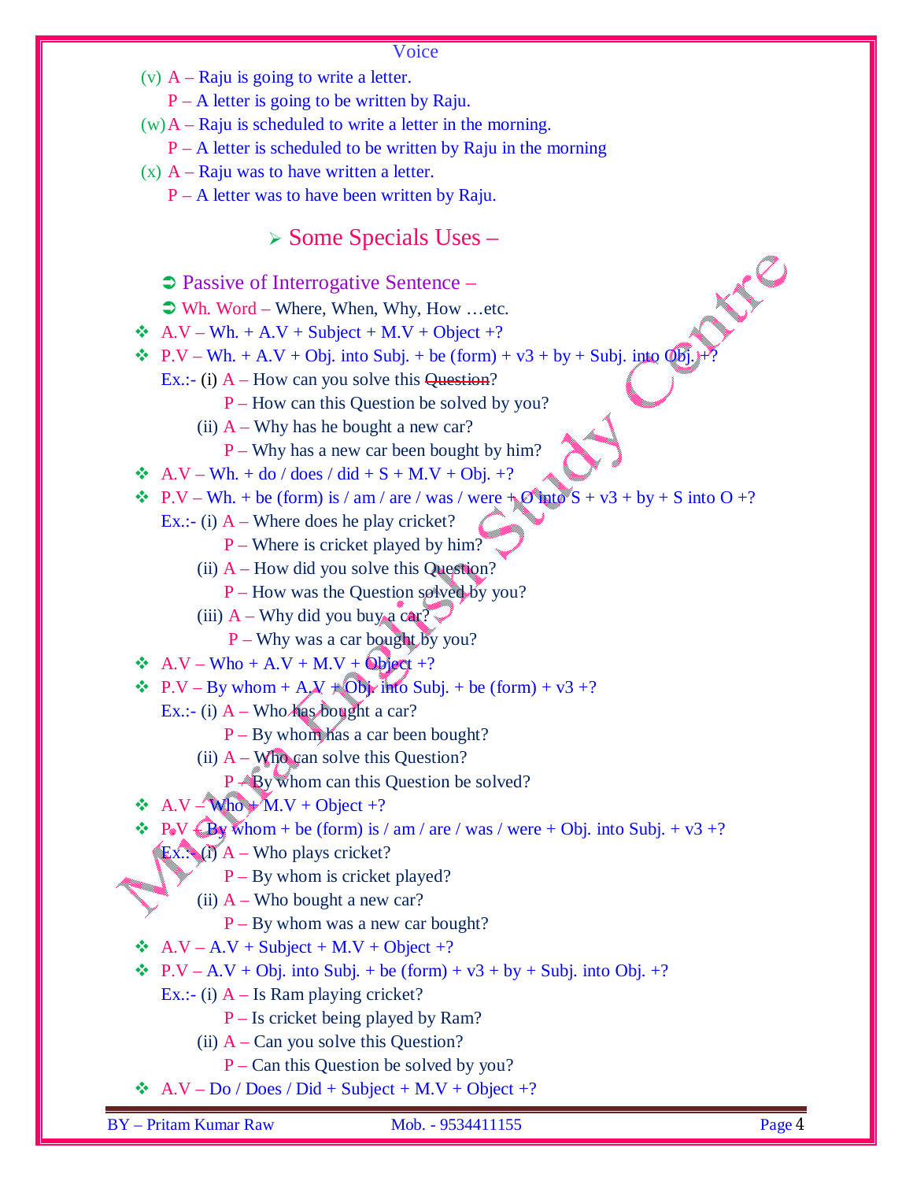(v) A – Raju is going to write a letter.

P – A letter is going to be written by Raju.

(w) A – Raju is scheduled to write a letter in the morning.

P – A letter is scheduled to be written by Raju in the morning

(x) A – Raju was to have written a letter.

P – A letter was to have been written by Raju.

## ➢ Some Specials Uses –

➲ Passive of Interrogative Sentence –

➲ Wh. Word – Where, When, Why, How …etc.

❖ A.V – Wh. + A.V + Subject + M.V + Object +?

❖ P.V – Wh. + A.V + Obj. into Subj. + be (form) + v3 + by + Subj. into Obj. +?

Ex.:- (i) A – How can you solve this Question?

P – How can this Question be solved by you?

(ii) A – Why has he bought a new car?

P – Why has a new car been bought by him?

❖ A.V – Wh. + do / does / did + S + M.V + Obj. +?

❖ P.V – Wh. + be (form) is / am / are / was / were + O into S + v3 + by + S into O +?

Ex.:- (i) A – Where does he play cricket?

P – Where is cricket played by him?

(ii) A – How did you solve this Question?

P – How was the Question solved by you?

(iii) A – Why did you buy a car?

P – Why was a car bought by you?

❖ A.V – Who + A.V + M.V + Object +?

❖ P.V – By whom + A.V + Obj. into Subj. + be (form) + v3 +?

Ex.:- (i) A – Who has bought a car?

P – By whom has a car been bought?

(ii) A – Who can solve this Question?

P – By whom can this Question be solved?

❖ A.V – Who + M.V + Object +?

❖ P.V – By whom + be (form) is / am / are / was / were + Obj. into Subj. + v3 +?

Ex.:- (i) A – Who plays cricket?

P – By whom is cricket played?

(ii) A – Who bought a new car?

P – By whom was a new car bought?

❖ A.V – A.V + Subject + M.V + Object +?

❖ P.V – A.V + Obj. into Subj. + be (form) + v3 + by + Subj. into Obj. +?

Ex.:- (i) A – Is Ram playing cricket?

P – Is cricket being played by Ram?

(ii) A – Can you solve this Question?

P – Can this Question be solved by you?

❖ A.V – Do / Does / Did + Subject + M.V + Object +?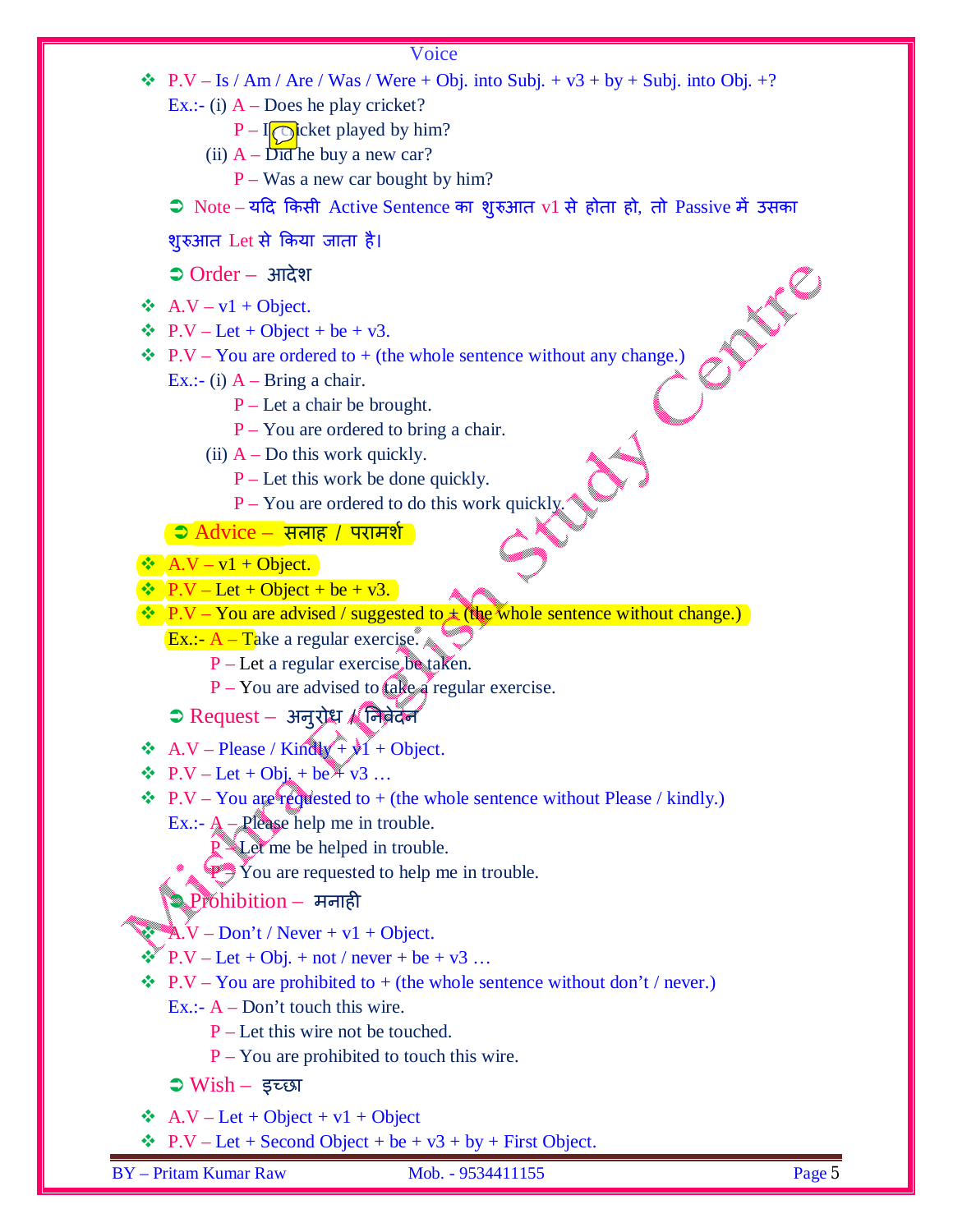## Voice

- P.V – Is / Am / Are / Was / Were + Obj. into Subj. + v3 + by + Subj. into Obj. +?

  Ex.:- (i) A – Does he play cricket?

  P – Is cricket played by him?

  (ii) A – Did he buy a new car?

  P – Was a new car bought by him?

➲ Note – यदि किसी Active Sentence का शुरुआत v1 से होता हो, तो Passive में उसका शुरुआत Let से किया जाता है।

### ➲ Order – आदेश

- A.V – v1 + Object.
- P.V – Let + Object + be + v3.
- P.V – You are ordered to + (the whole sentence without any change.)

  Ex.:- (i) A – Bring a chair.

  P – Let a chair be brought.

  P – You are ordered to bring a chair.

  (ii) A – Do this work quickly.

  P – Let this work be done quickly.

  P – You are ordered to do this work quickly.

### ➲ Advice – सलाह / परामर्श

- A.V – v1 + Object.
- P.V – Let + Object + be + v3.
- P.V – You are advised / suggested to + (the whole sentence without change.)

  Ex.:- A – Take a regular exercise.

  P – Let a regular exercise be taken.

  P – You are advised to take a regular exercise.

### ➲ Request – अनुरोध / निवेदन

- A.V – Please / Kindly + v1 + Object.
- P.V – Let + Obj. + be + v3 …
- P.V – You are requested to + (the whole sentence without Please / kindly.)

  Ex.:- A – Please help me in trouble.

  P – Let me be helped in trouble.

  P – You are requested to help me in trouble.

### ➲ Prohibition – मनाही

- A.V – Don't / Never + v1 + Object.
- P.V – Let + Obj. + not / never + be + v3 …
- P.V – You are prohibited to + (the whole sentence without don't / never.)

  Ex.:- A – Don't touch this wire.

  P – Let this wire not be touched.

  P – You are prohibited to touch this wire.

### ➲ Wish – इच्छा

- A.V – Let + Object + v1 + Object
- P.V – Let + Second Object + be + v3 + by + First Object.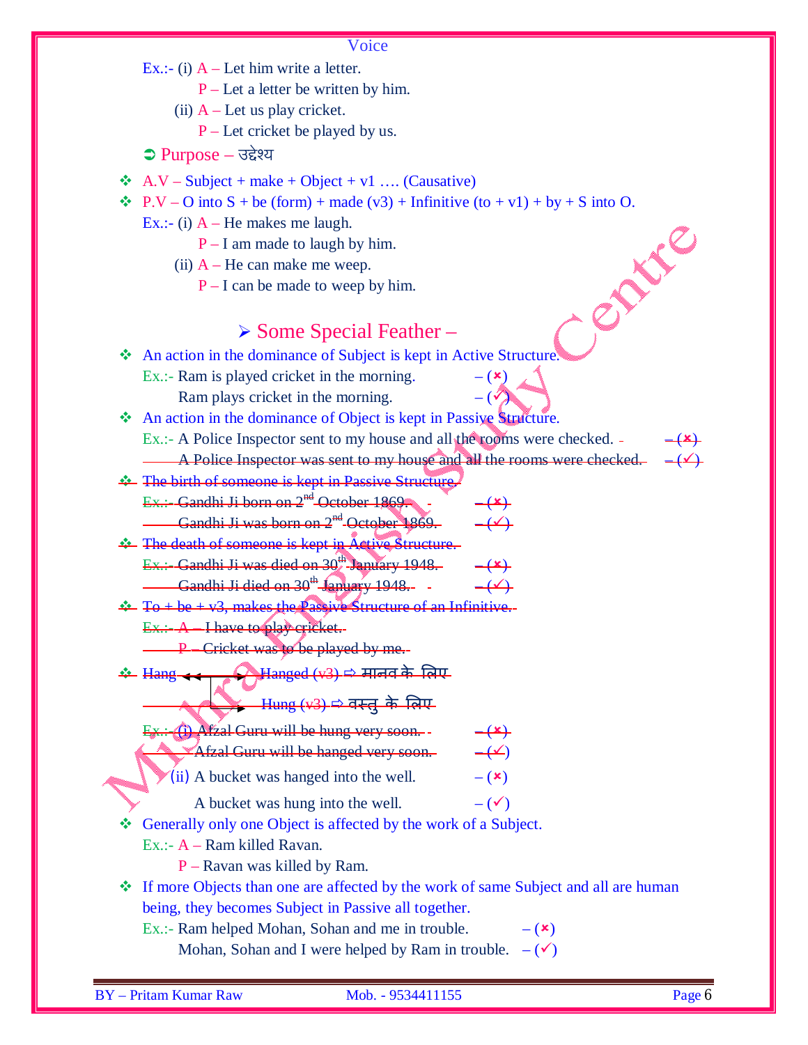Voice

Ex.:- (i) A – Let him write a letter.
P – Let a letter be written by him.
(ii) A – Let us play cricket.
P – Let cricket be played by us.

➲ Purpose – उद्देश्य

- A.V – Subject + make + Object + v1 …. (Causative)
- P.V – O into S + be (form) + made (v3) + Infinitive (to + v1) + by + S into O.

Ex.:- (i) A – He makes me laugh.
P – I am made to laugh by him.
(ii) A – He can make me weep.
P – I can be made to weep by him.

## ➢ Some Special Feather –

- An action in the dominance of Subject is kept in Active Structure.

Ex.:- Ram is played cricket in the morning. – (✗)
Ram plays cricket in the morning. – (✓)

- An action in the dominance of Object is kept in Passive Structure.

Ex.:- A Police Inspector sent to my house and all the rooms were checked. – (✗)
A Police Inspector was sent to my house and all the rooms were checked. – (✓)

- The birth of someone is kept in Passive Structure.

Ex.:- Gandhi Ji born on 2nd October 1869. – (✗)
Gandhi Ji was born on 2nd October 1869. – (✓)

- The death of someone is kept in Active Structure.

Ex.:- Gandhi Ji was died on 30th January 1948. – (✗)
Gandhi Ji died on 30th January 1948. – (✓)

- To + be + v3, makes the Passive Structure of an Infinitive.

Ex.:- A – I have to play cricket.
P – Cricket was to be played by me.

- Hang → Hanged (v3) ⇨ मानव के लिए
→ Hung (v3) ⇨ वस्तु के लिए

Ex.:- (i) Afzal Guru will be hung very soon. – (✗)
Afzal Guru will be hanged very soon. – (✓)
(ii) A bucket was hanged into the well. – (✗)
A bucket was hung into the well. – (✓)

- Generally only one Object is affected by the work of a Subject.

Ex.:- A – Ram killed Ravan.
P – Ravan was killed by Ram.

- If more Objects than one are affected by the work of same Subject and all are human being, they becomes Subject in Passive all together.

Ex.:- Ram helped Mohan, Sohan and me in trouble. – (✗)
Mohan, Sohan and I were helped by Ram in trouble. – (✓)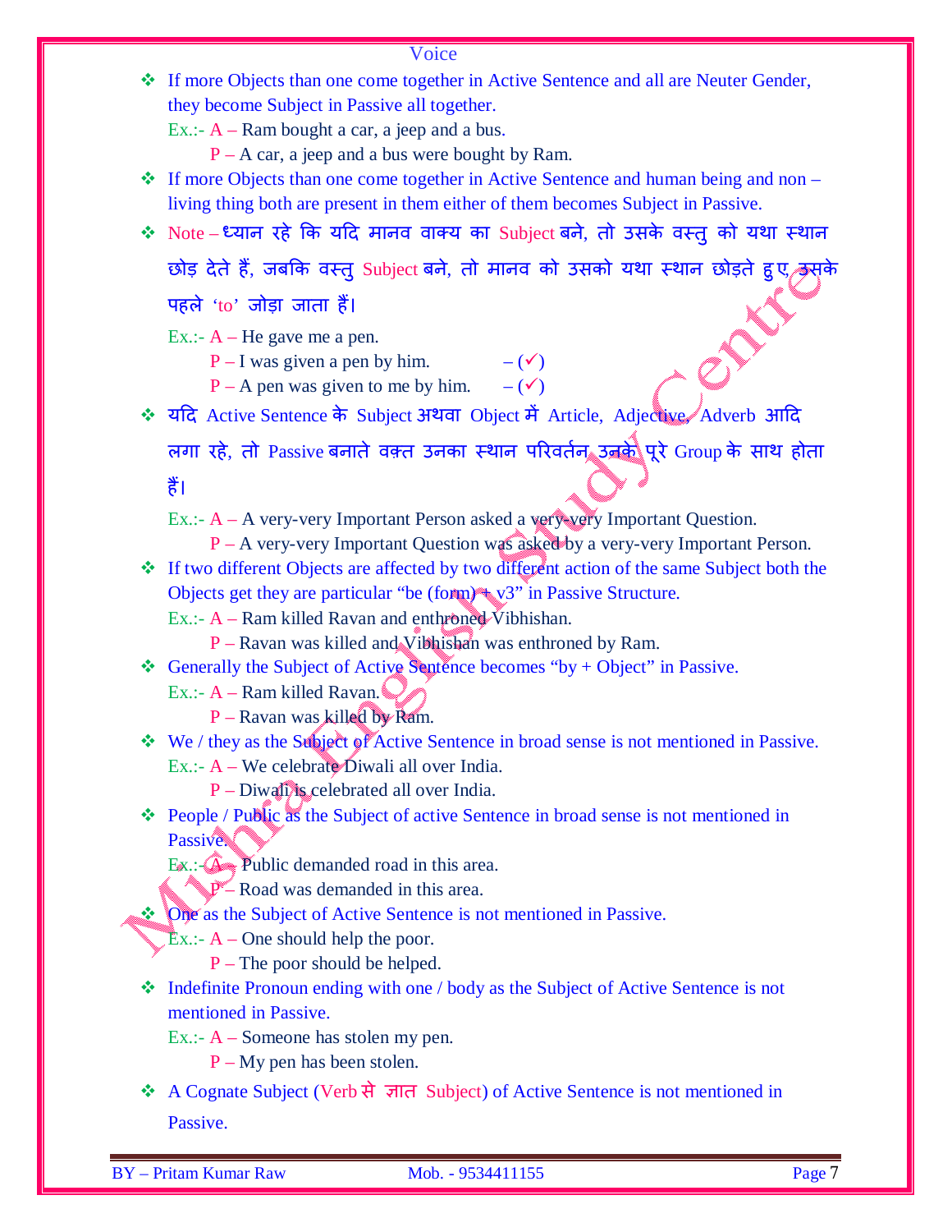Voice

- If more Objects than one come together in Active Sentence and all are Neuter Gender, they become Subject in Passive all together.

  Ex.:- A – Ram bought a car, a jeep and a bus.

  P – A car, a jeep and a bus were bought by Ram.

- If more Objects than one come together in Active Sentence and human being and non – living thing both are present in them either of them becomes Subject in Passive.

- Note – ध्यान रहे कि यदि मानव वाक्य का Subject बने, तो उसके वस्तु को यथा स्थान छोड़ देते हैं, जबकि वस्तु Subject बने, तो मानव को उसको यथा स्थान छोड़ते हुए उसके पहले 'to' जोड़ा जाता हैं।

  Ex.:- A – He gave me a pen.

  P – I was given a pen by him. – (✓)

  P – A pen was given to me by him. – (✓)

- यदि Active Sentence के Subject अथवा Object में Article, Adjective, Adverb आदि लगा रहे, तो Passive बनाते वक़्त उनका स्थान परिवर्तन उनके पूरे Group के साथ होता हैं।

  Ex.:- A – A very-very Important Person asked a very-very Important Question.

  P – A very-very Important Question was asked by a very-very Important Person.

- If two different Objects are affected by two different action of the same Subject both the Objects get they are particular "be (form) + v3" in Passive Structure.

  Ex.:- A – Ram killed Ravan and enthroned Vibhishan.

  P – Ravan was killed and Vibhishan was enthroned by Ram.

- Generally the Subject of Active Sentence becomes "by + Object" in Passive.

  Ex.:- A – Ram killed Ravan.

  P – Ravan was killed by Ram.

- We / they as the Subject of Active Sentence in broad sense is not mentioned in Passive.

  Ex.:- A – We celebrate Diwali all over India.

  P – Diwali is celebrated all over India.

- People / Public as the Subject of active Sentence in broad sense is not mentioned in Passive.

  Ex.:- A – Public demanded road in this area.

  P – Road was demanded in this area.

- One as the Subject of Active Sentence is not mentioned in Passive.

  Ex.:- A – One should help the poor.

  P – The poor should be helped.

- Indefinite Pronoun ending with one / body as the Subject of Active Sentence is not mentioned in Passive.

  Ex.:- A – Someone has stolen my pen.

  P – My pen has been stolen.

- A Cognate Subject (Verb से ज्ञात Subject) of Active Sentence is not mentioned in Passive.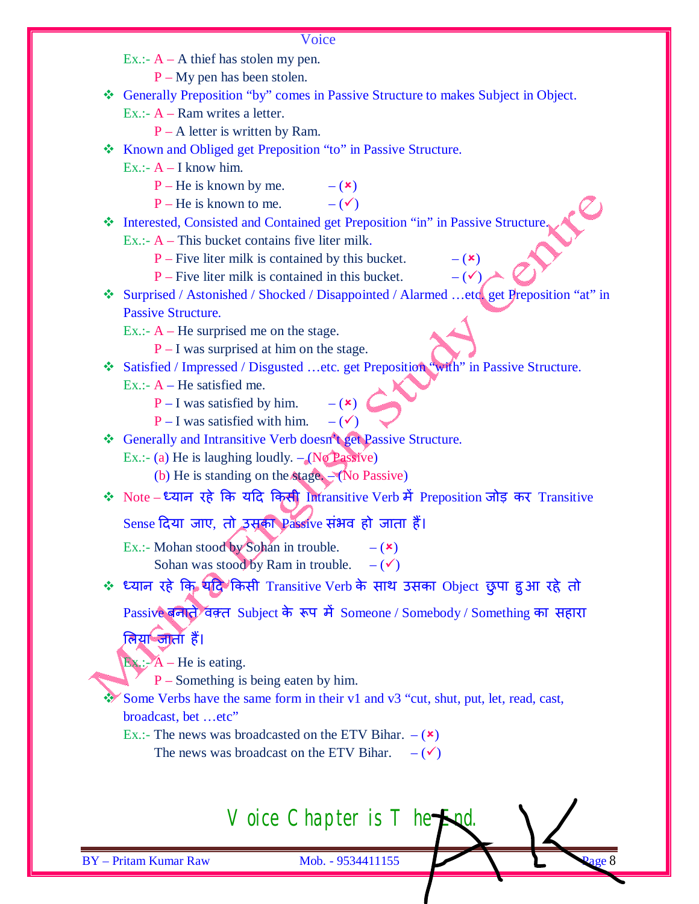Ex.:- A – A thief has stolen my pen.

P – My pen has been stolen.

- Generally Preposition "by" comes in Passive Structure to makes Subject in Object.

  Ex.:- A – Ram writes a letter.

  P – A letter is written by Ram.

- Known and Obliged get Preposition "to" in Passive Structure.

  Ex.:- A – I know him.

  P – He is known by me. – (×)

  P – He is known to me. – (✓)

- Interested, Consisted and Contained get Preposition "in" in Passive Structure.

  Ex.:- A – This bucket contains five liter milk.

  P – Five liter milk is contained by this bucket. – (×)

  P – Five liter milk is contained in this bucket. – (✓)

- Surprised / Astonished / Shocked / Disappointed / Alarmed …etc. get Preposition "at" in Passive Structure.

  Ex.:- A – He surprised me on the stage.

  P – I was surprised at him on the stage.

- Satisfied / Impressed / Disgusted …etc. get Preposition "with" in Passive Structure.

  Ex.:- A – He satisfied me.

  P – I was satisfied by him. – (×)

  P – I was satisfied with him. – (✓)

- Generally and Intransitive Verb doesn't get Passive Structure.

  Ex.:- (a) He is laughing loudly. – (No Passive)

  (b) He is standing on the stage. – (No Passive)

- Note – ध्यान रहे कि यदि किसी Intransitive Verb में Preposition जोड़ कर Transitive Sense दिया जाए, तो उसका Passive संभव हो जाता हैं।

  Ex.:- Mohan stood by Sohan in trouble. – (×)

  Sohan was stood by Ram in trouble. – (✓)

- ध्यान रहे कि यदि किसी Transitive Verb के साथ उसका Object छुपा हुआ रहे तो Passive बनाते वक़्त Subject के रूप में Someone / Somebody / Something का सहारा लिया जाता हैं।

  Ex.:- A – He is eating.

  P – Something is being eaten by him.

- Some Verbs have the same form in their v1 and v3 "cut, shut, put, let, read, cast, broadcast, bet …etc"

  Ex.:- The news was broadcasted on the ETV Bihar. – (×)

  The news was broadcast on the ETV Bihar. – (✓)

Voice Chapter is The End.